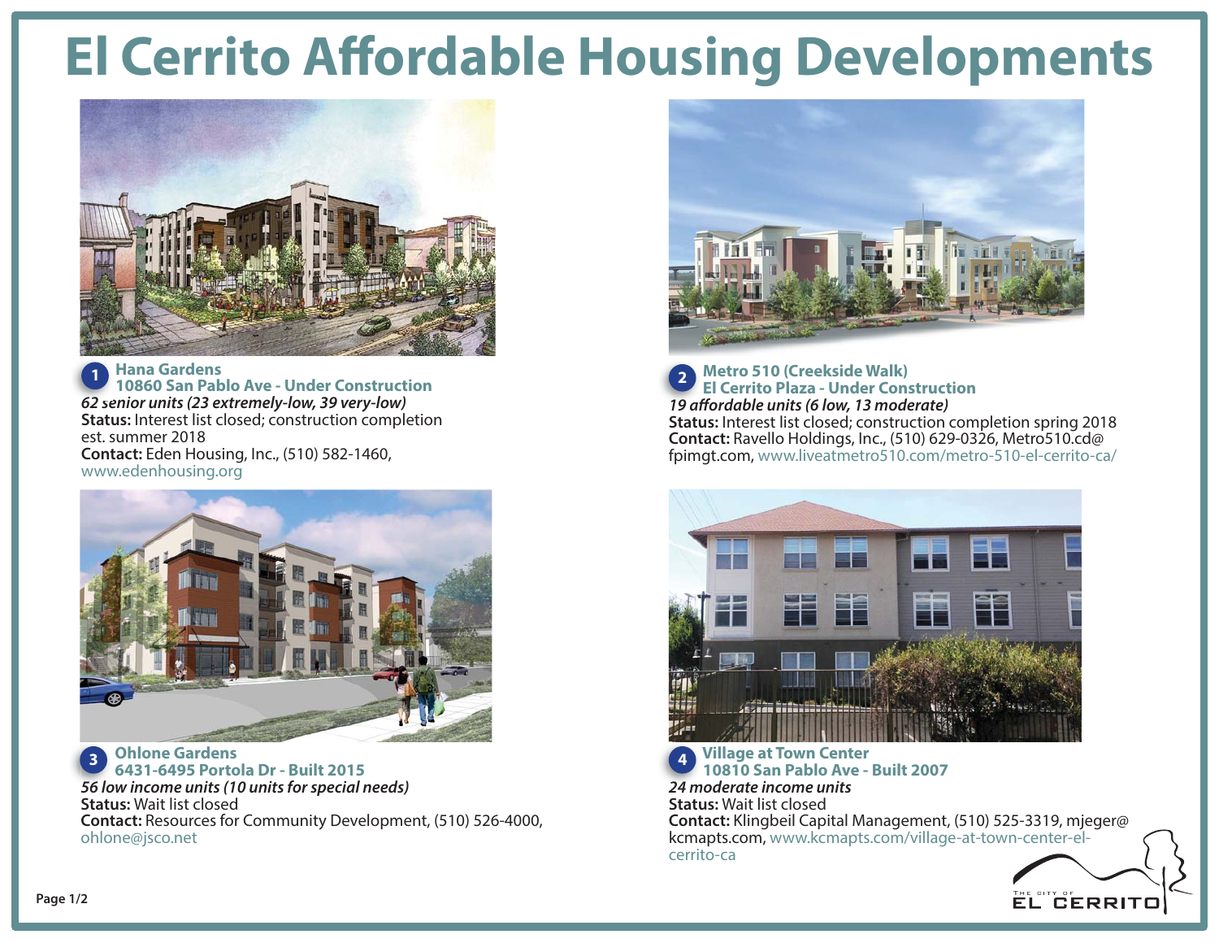# El Cerrito Affordable Housing Developments

## 1 Hana Gardens
### 10860 San Pablo Ave - Under Construction

*62 senior units (23 extremely-low, 39 very-low)*

**Status:** Interest list closed; construction completion est. summer 2018

**Contact:** Eden Housing, Inc., (510) 582-1460, www.edenhousing.org

## 2 Metro 510 (Creekside Walk)
### El Cerrito Plaza - Under Construction

*19 affordable units (6 low, 13 moderate)*

**Status:** Interest list closed; construction completion spring 2018

**Contact:** Ravello Holdings, Inc., (510) 629-0326, Metro510.cd@fpimgt.com, www.liveatmetro510.com/metro-510-el-cerrito-ca/

## 3 Ohlone Gardens
### 6431-6495 Portola Dr - Built 2015

*56 low income units (10 units for special needs)*

**Status:** Wait list closed

**Contact:** Resources for Community Development, (510) 526-4000, ohlone@jsco.net

## 4 Village at Town Center
### 10810 San Pablo Ave - Built 2007

*24 moderate income units*

**Status:** Wait list closed

**Contact:** Klingbeil Capital Management, (510) 525-3319, mjeger@kcmapts.com, www.kcmapts.com/village-at-town-center-el-cerrito-ca

The City of El Cerrito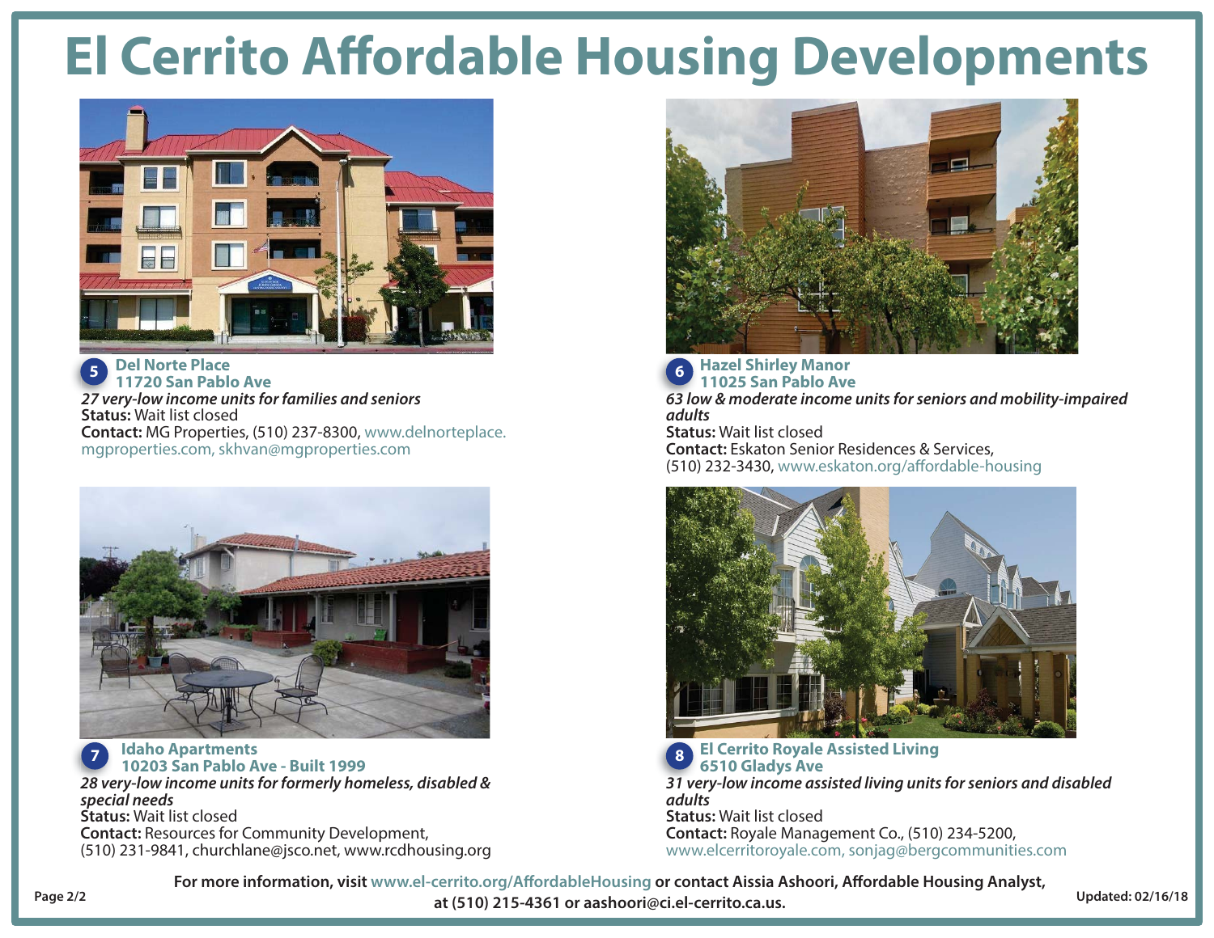# El Cerrito Affordable Housing Developments

### 5 Del Norte Place
**11720 San Pablo Ave**

***27 very-low income units for families and seniors***

**Status:** Wait list closed

**Contact:** MG Properties, (510) 237-8300, www.delnorteplace.mgproperties.com, skhvan@mgproperties.com

### 6 Hazel Shirley Manor
**11025 San Pablo Ave**

***63 low & moderate income units for seniors and mobility-impaired adults***

**Status:** Wait list closed

**Contact:** Eskaton Senior Residences & Services, (510) 232-3430, www.eskaton.org/affordable-housing

### 7 Idaho Apartments
**10203 San Pablo Ave - Built 1999**

***28 very-low income units for formerly homeless, disabled & special needs***

**Status:** Wait list closed

**Contact:** Resources for Community Development, (510) 231-9841, churchlane@jsco.net, www.rcdhousing.org

### 8 El Cerrito Royale Assisted Living
**6510 Gladys Ave**

***31 very-low income assisted living units for seniors and disabled adults***

**Status:** Wait list closed

**Contact:** Royale Management Co., (510) 234-5200, www.elcerritoroyale.com, sonjag@bergcommunities.com

**For more information, visit www.el-cerrito.org/AffordableHousing or contact Aissia Ashoori, Affordable Housing Analyst, at (510) 215-4361 or aashoori@ci.el-cerrito.ca.us.**

**Updated: 02/16/18**